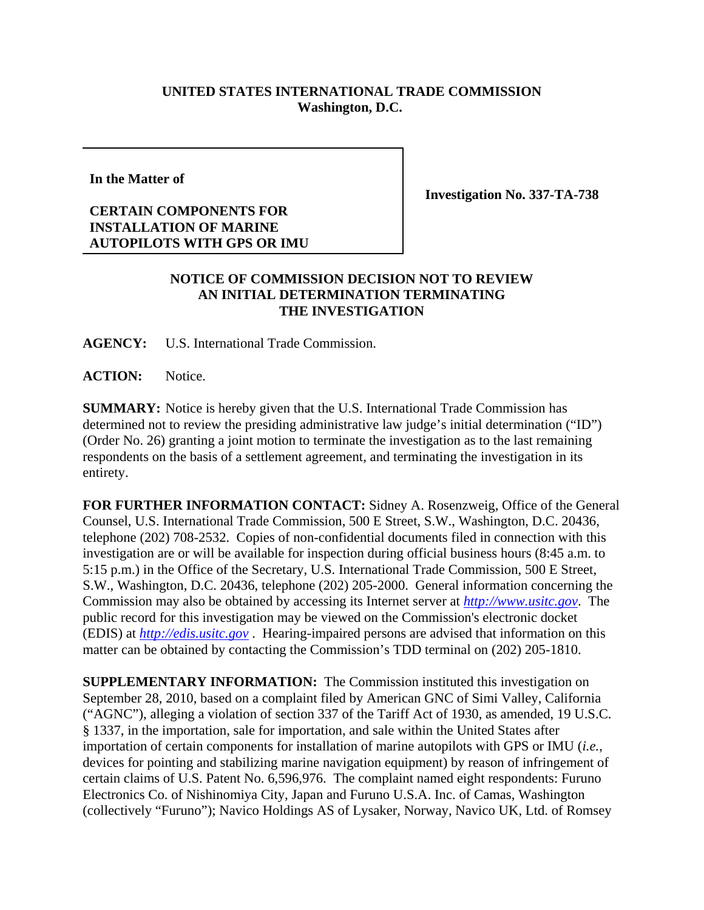**UNITED STATES INTERNATIONAL TRADE COMMISSION**
**Washington, D.C.**

**In the Matter of**

**CERTAIN COMPONENTS FOR INSTALLATION OF MARINE AUTOPILOTS WITH GPS OR IMU**

**Investigation No. 337-TA-738**

## NOTICE OF COMMISSION DECISION NOT TO REVIEW AN INITIAL DETERMINATION TERMINATING THE INVESTIGATION

**AGENCY:** U.S. International Trade Commission.

**ACTION:** Notice.

**SUMMARY:** Notice is hereby given that the U.S. International Trade Commission has determined not to review the presiding administrative law judge's initial determination ("ID") (Order No. 26) granting a joint motion to terminate the investigation as to the last remaining respondents on the basis of a settlement agreement, and terminating the investigation in its entirety.

**FOR FURTHER INFORMATION CONTACT:** Sidney A. Rosenzweig, Office of the General Counsel, U.S. International Trade Commission, 500 E Street, S.W., Washington, D.C. 20436, telephone (202) 708-2532. Copies of non-confidential documents filed in connection with this investigation are or will be available for inspection during official business hours (8:45 a.m. to 5:15 p.m.) in the Office of the Secretary, U.S. International Trade Commission, 500 E Street, S.W., Washington, D.C. 20436, telephone (202) 205-2000. General information concerning the Commission may also be obtained by accessing its Internet server at *http://www.usitc.gov*. The public record for this investigation may be viewed on the Commission's electronic docket (EDIS) at *http://edis.usitc.gov* . Hearing-impaired persons are advised that information on this matter can be obtained by contacting the Commission's TDD terminal on (202) 205-1810.

**SUPPLEMENTARY INFORMATION:** The Commission instituted this investigation on September 28, 2010, based on a complaint filed by American GNC of Simi Valley, California ("AGNC"), alleging a violation of section 337 of the Tariff Act of 1930, as amended, 19 U.S.C. § 1337, in the importation, sale for importation, and sale within the United States after importation of certain components for installation of marine autopilots with GPS or IMU (*i.e.*, devices for pointing and stabilizing marine navigation equipment) by reason of infringement of certain claims of U.S. Patent No. 6,596,976. The complaint named eight respondents: Furuno Electronics Co. of Nishinomiya City, Japan and Furuno U.S.A. Inc. of Camas, Washington (collectively "Furuno"); Navico Holdings AS of Lysaker, Norway, Navico UK, Ltd. of Romsey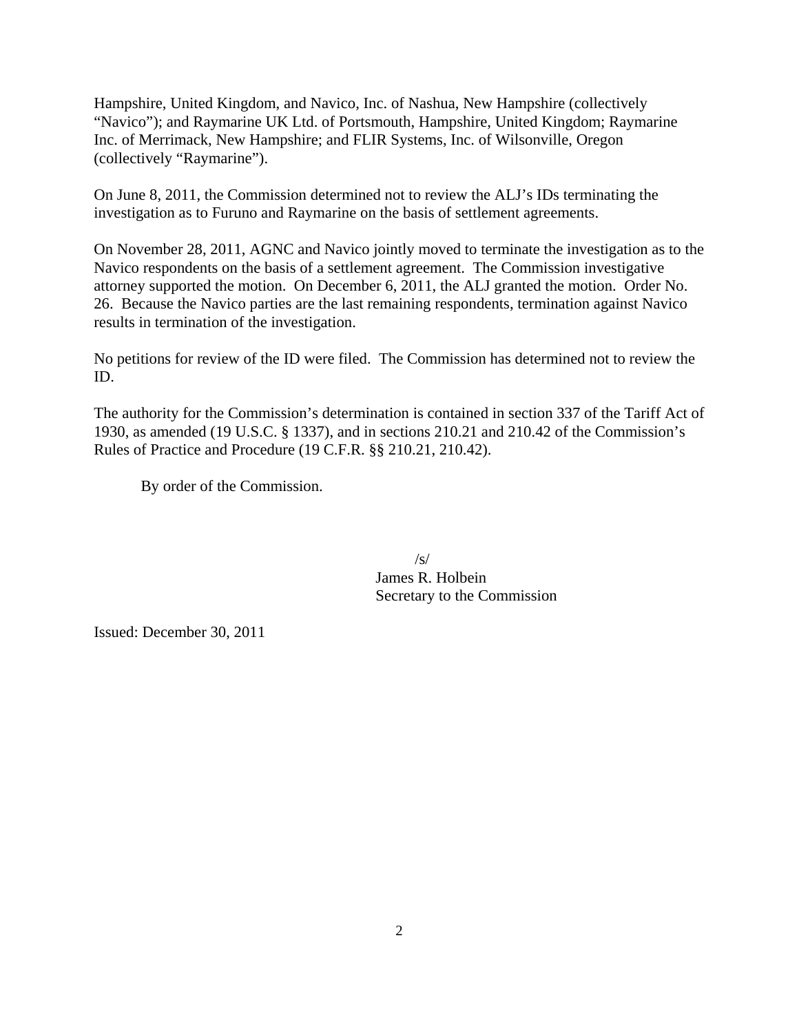Hampshire, United Kingdom, and Navico, Inc. of Nashua, New Hampshire (collectively "Navico"); and Raymarine UK Ltd. of Portsmouth, Hampshire, United Kingdom; Raymarine Inc. of Merrimack, New Hampshire; and FLIR Systems, Inc. of Wilsonville, Oregon (collectively "Raymarine").

On June 8, 2011, the Commission determined not to review the ALJ's IDs terminating the investigation as to Furuno and Raymarine on the basis of settlement agreements.

On November 28, 2011, AGNC and Navico jointly moved to terminate the investigation as to the Navico respondents on the basis of a settlement agreement. The Commission investigative attorney supported the motion. On December 6, 2011, the ALJ granted the motion. Order No. 26. Because the Navico parties are the last remaining respondents, termination against Navico results in termination of the investigation.

No petitions for review of the ID were filed. The Commission has determined not to review the ID.

The authority for the Commission's determination is contained in section 337 of the Tariff Act of 1930, as amended (19 U.S.C. § 1337), and in sections 210.21 and 210.42 of the Commission's Rules of Practice and Procedure (19 C.F.R. §§ 210.21, 210.42).

By order of the Commission.

/s/
James R. Holbein
Secretary to the Commission

Issued: December 30, 2011